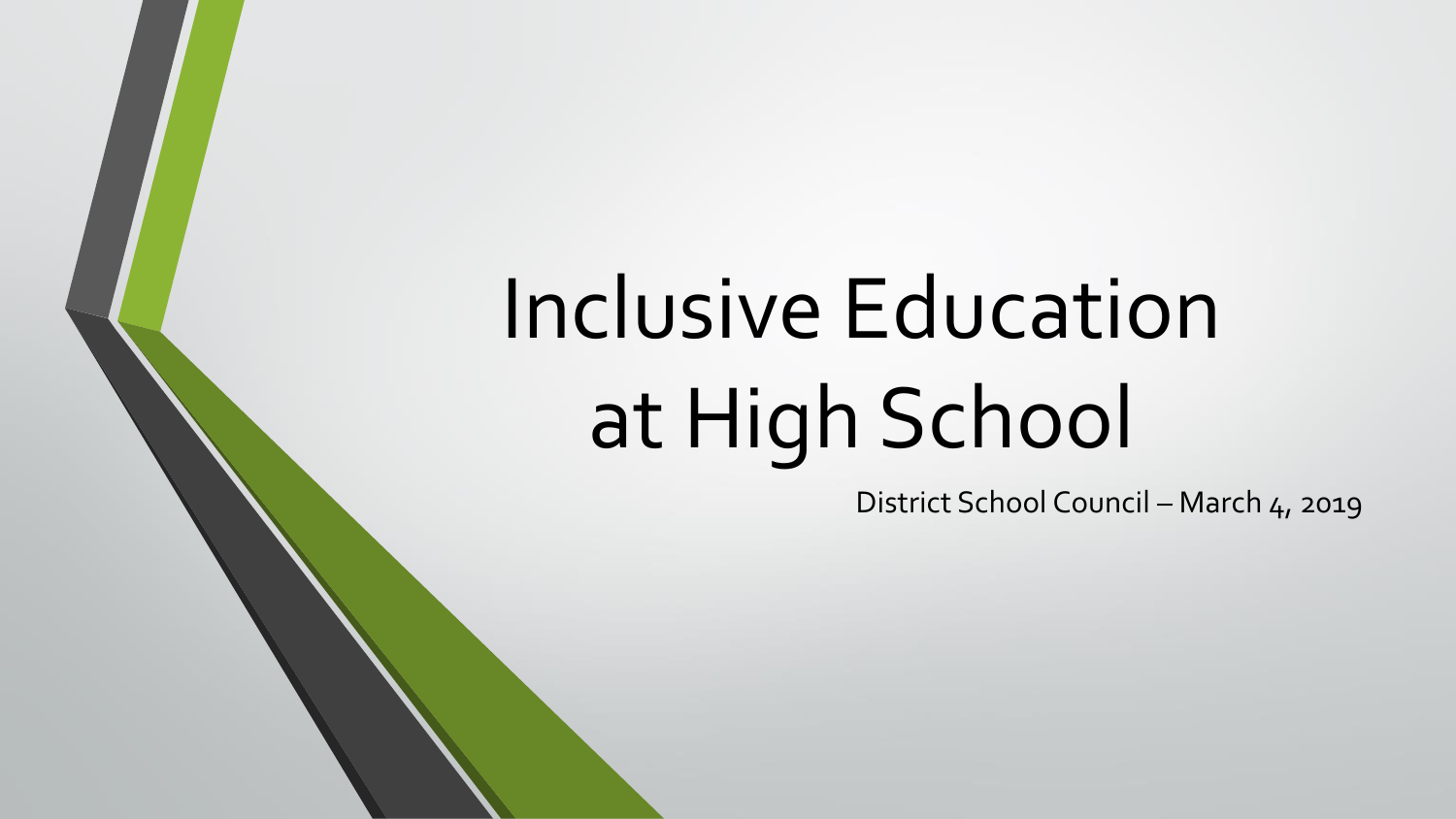# Inclusive Education at High School

District School Council – March 4, 2019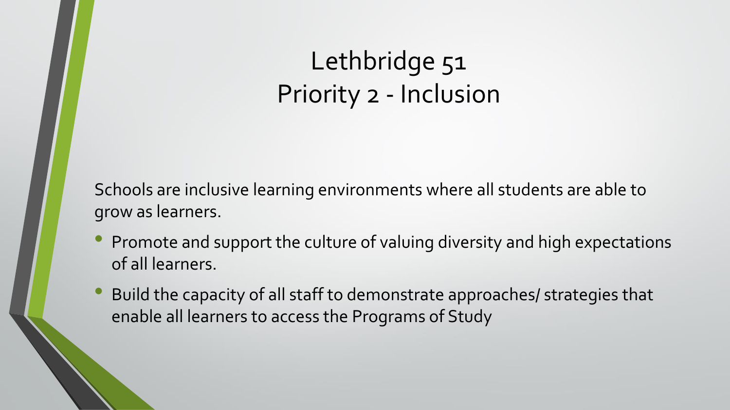# Lethbridge 51
# Priority 2 - Inclusion

Schools are inclusive learning environments where all students are able to grow as learners.

- Promote and support the culture of valuing diversity and high expectations of all learners.
- Build the capacity of all staff to demonstrate approaches/ strategies that enable all learners to access the Programs of Study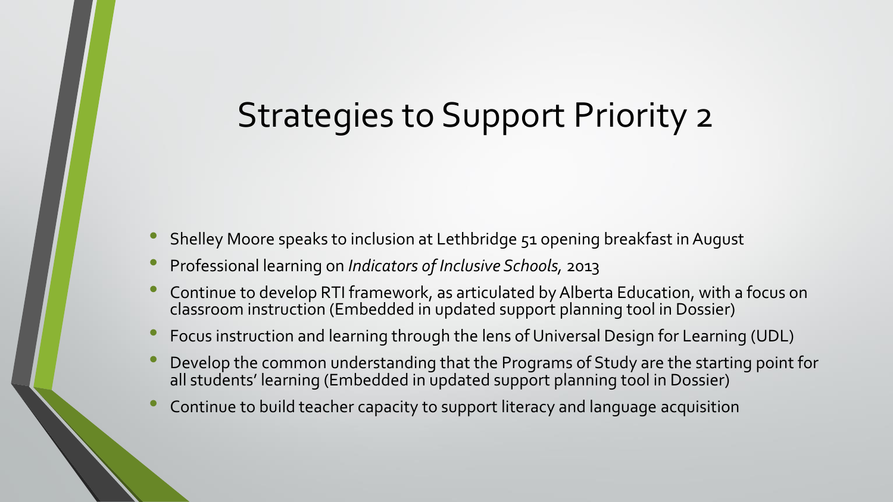# Strategies to Support Priority 2

- Shelley Moore speaks to inclusion at Lethbridge 51 opening breakfast in August
- Professional learning on *Indicators of Inclusive Schools,* 2013
- Continue to develop RTI framework, as articulated by Alberta Education, with a focus on classroom instruction (Embedded in updated support planning tool in Dossier)
- Focus instruction and learning through the lens of Universal Design for Learning (UDL)
- Develop the common understanding that the Programs of Study are the starting point for all students' learning (Embedded in updated support planning tool in Dossier)
- Continue to build teacher capacity to support literacy and language acquisition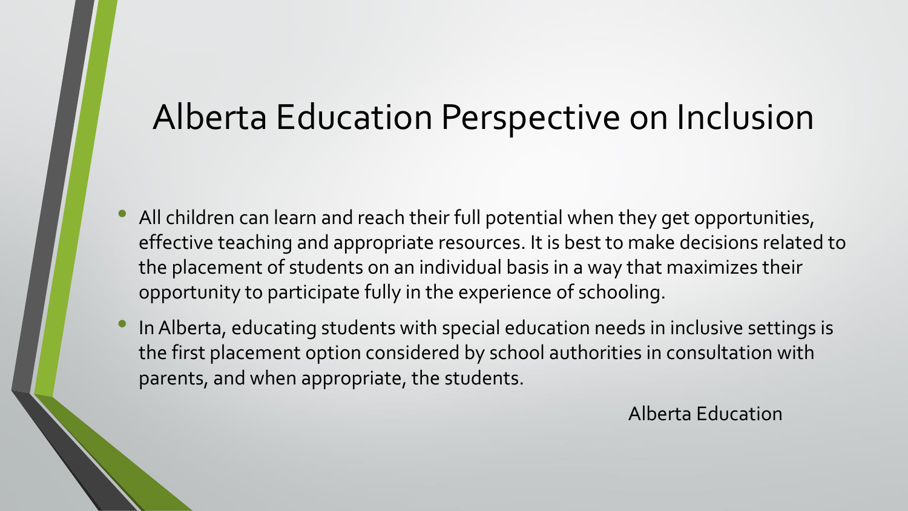# Alberta Education Perspective on Inclusion

- All children can learn and reach their full potential when they get opportunities, effective teaching and appropriate resources. It is best to make decisions related to the placement of students on an individual basis in a way that maximizes their opportunity to participate fully in the experience of schooling.
- In Alberta, educating students with special education needs in inclusive settings is the first placement option considered by school authorities in consultation with parents, and when appropriate, the students.

Alberta Education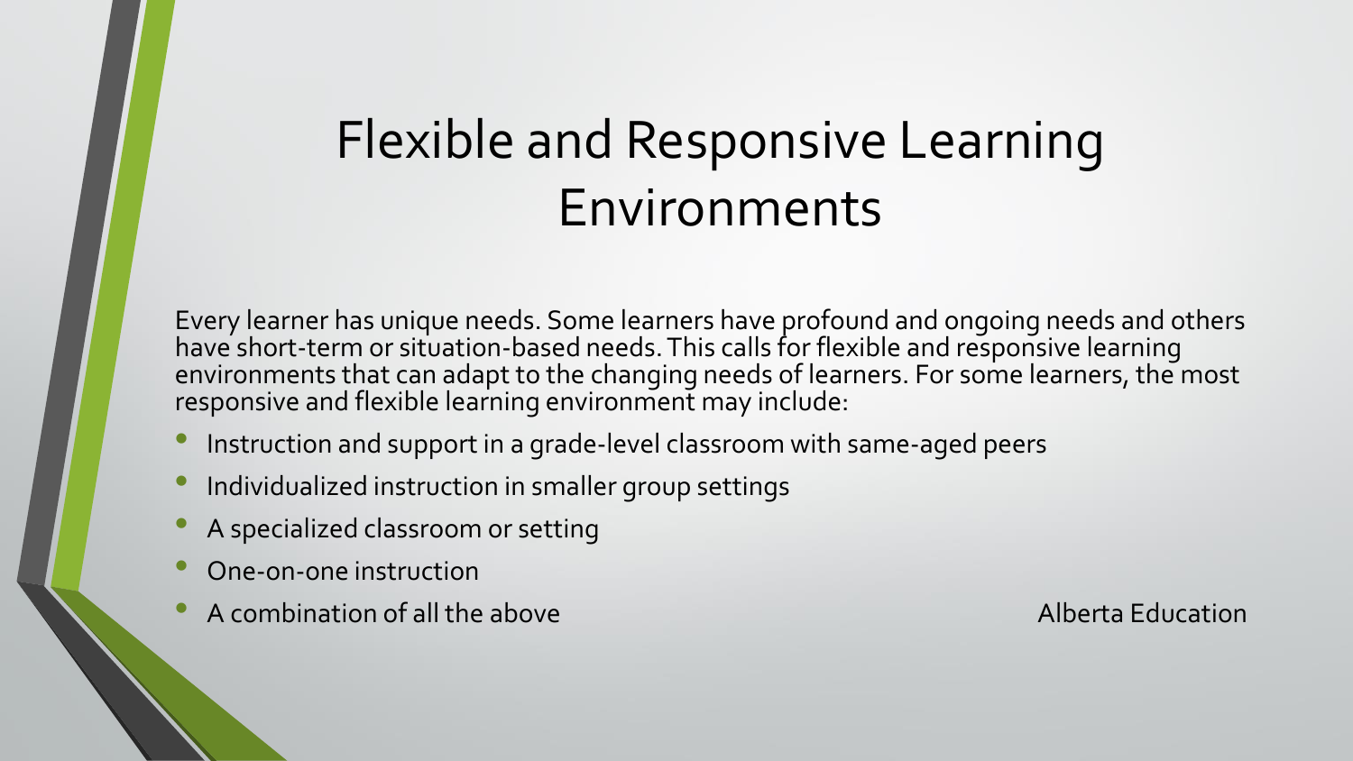# Flexible and Responsive Learning Environments

Every learner has unique needs. Some learners have profound and ongoing needs and others have short-term or situation-based needs. This calls for flexible and responsive learning environments that can adapt to the changing needs of learners. For some learners, the most responsive and flexible learning environment may include:

- Instruction and support in a grade-level classroom with same-aged peers
- Individualized instruction in smaller group settings
- A specialized classroom or setting
- One-on-one instruction
- A combination of all the above

Alberta Education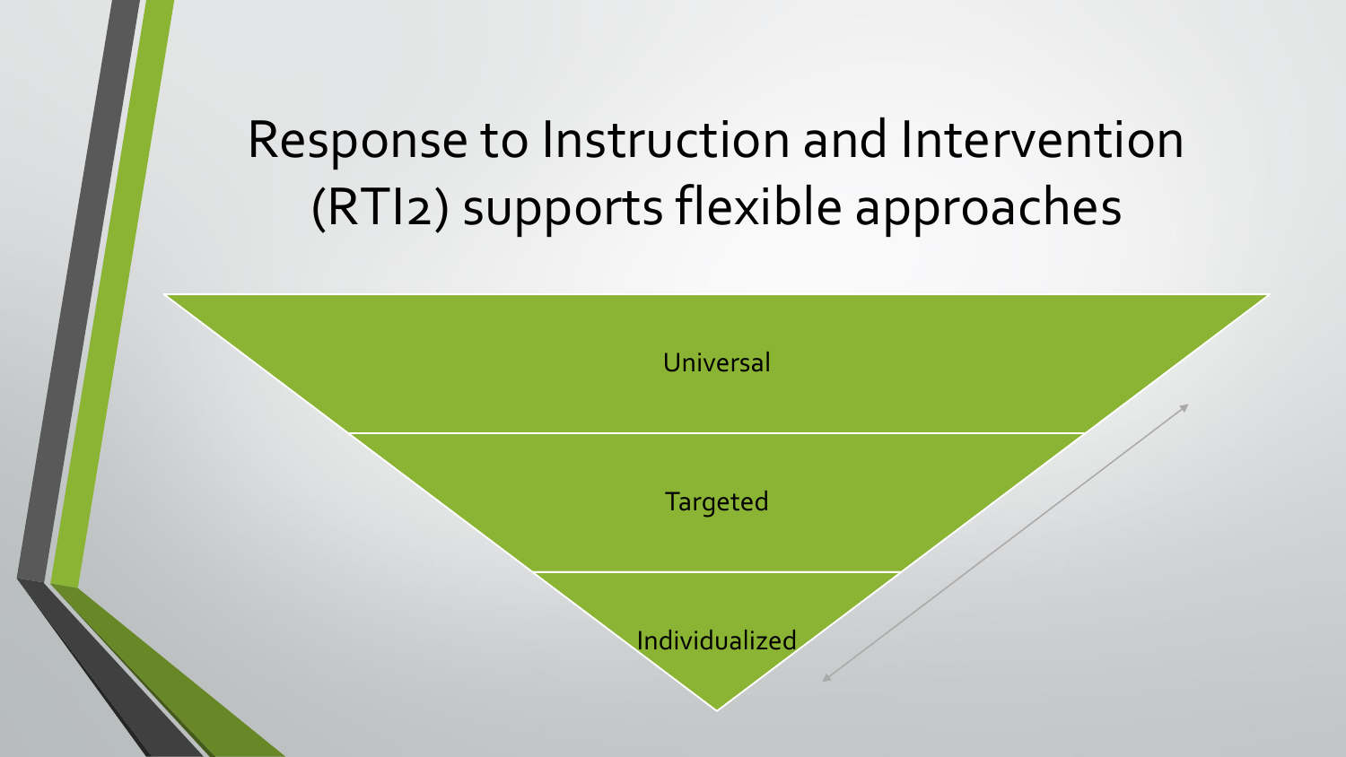# Response to Instruction and Intervention (RTI2) supports flexible approaches

- Universal
- Targeted
- Individualized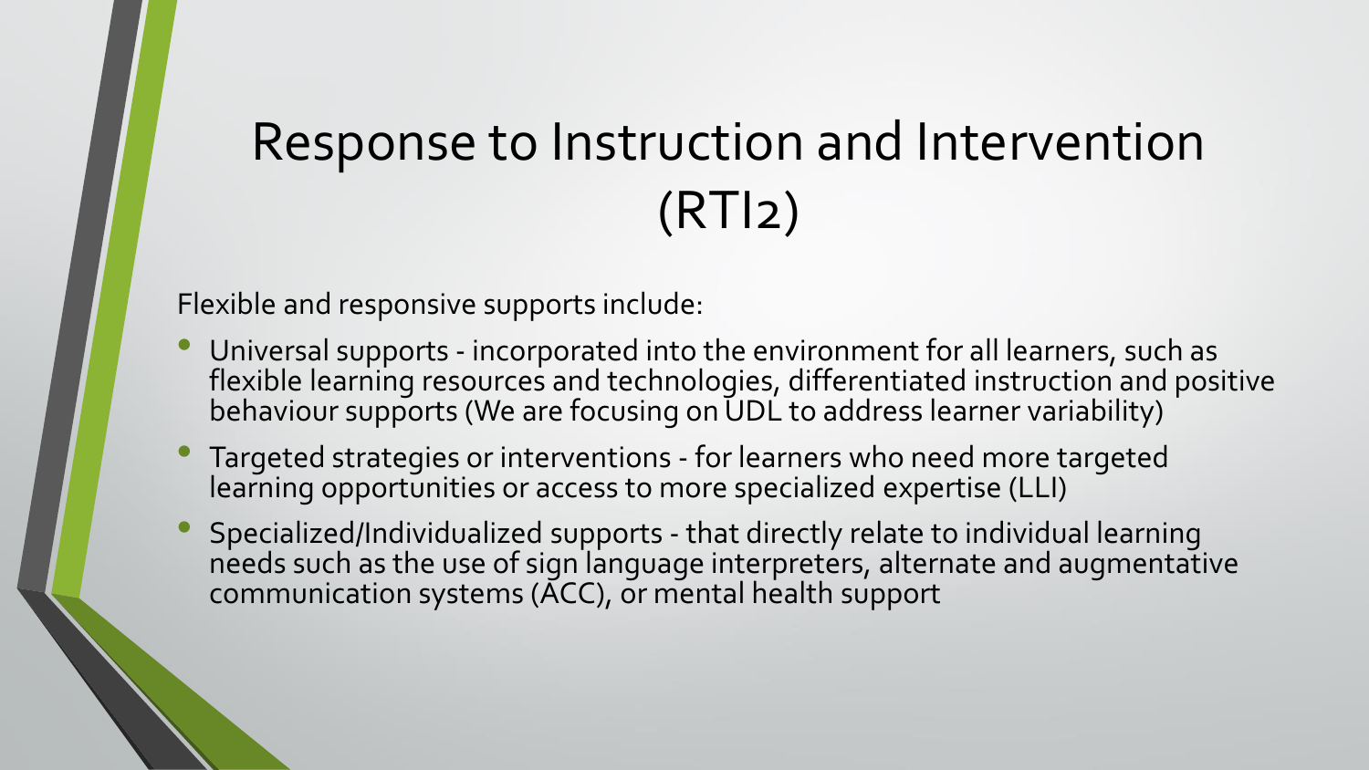# Response to Instruction and Intervention (RTI2)

Flexible and responsive supports include:

- Universal supports - incorporated into the environment for all learners, such as flexible learning resources and technologies, differentiated instruction and positive behaviour supports (We are focusing on UDL to address learner variability)
- Targeted strategies or interventions - for learners who need more targeted learning opportunities or access to more specialized expertise (LLI)
- Specialized/Individualized supports - that directly relate to individual learning needs such as the use of sign language interpreters, alternate and augmentative communication systems (ACC), or mental health support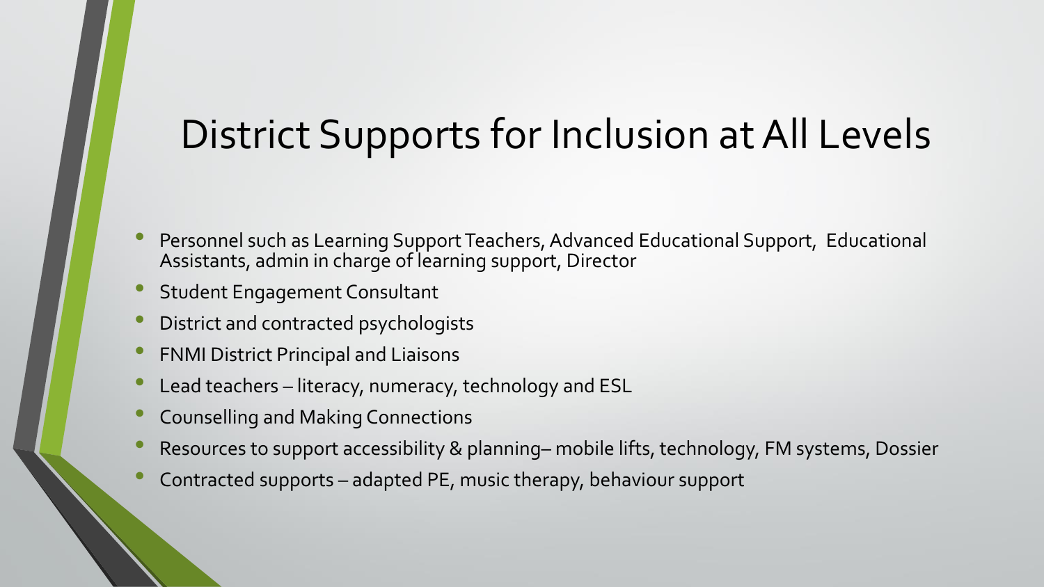# District Supports for Inclusion at All Levels

- Personnel such as Learning Support Teachers, Advanced Educational Support, Educational Assistants, admin in charge of learning support, Director
- Student Engagement Consultant
- District and contracted psychologists
- FNMI District Principal and Liaisons
- Lead teachers – literacy, numeracy, technology and ESL
- Counselling and Making Connections
- Resources to support accessibility & planning– mobile lifts, technology, FM systems, Dossier
- Contracted supports – adapted PE, music therapy, behaviour support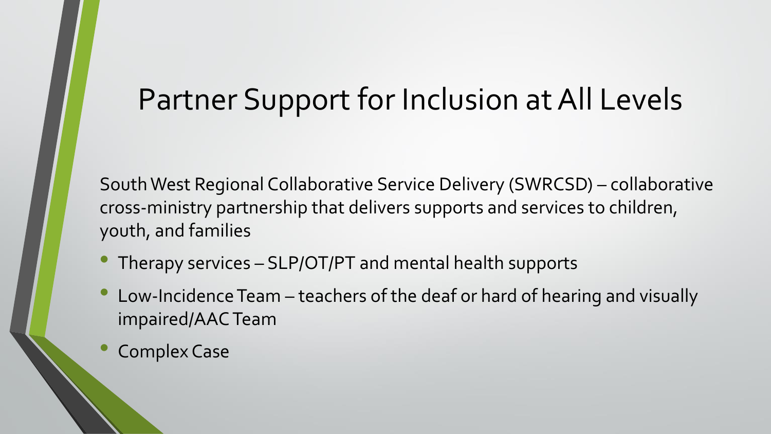# Partner Support for Inclusion at All Levels

South West Regional Collaborative Service Delivery (SWRCSD) – collaborative cross-ministry partnership that delivers supports and services to children, youth, and families

- Therapy services – SLP/OT/PT and mental health supports
- Low-Incidence Team – teachers of the deaf or hard of hearing and visually impaired/AAC Team
- Complex Case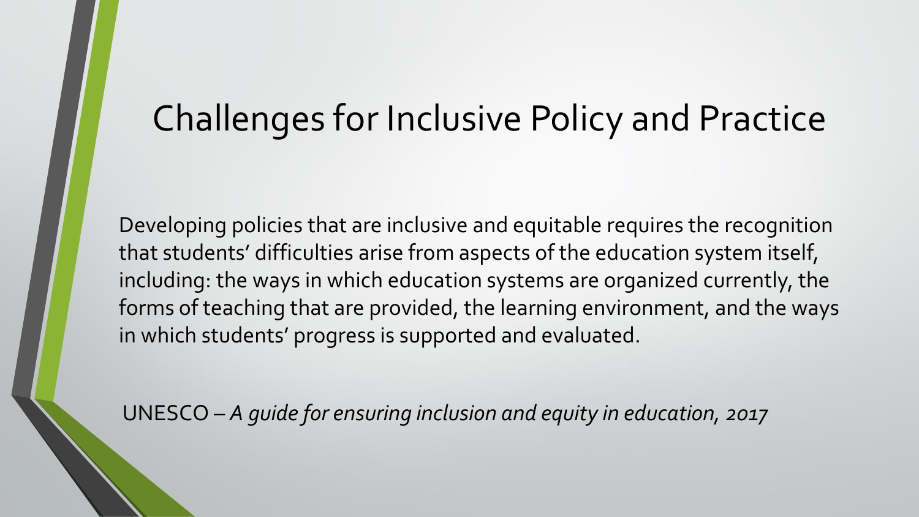# Challenges for Inclusive Policy and Practice

Developing policies that are inclusive and equitable requires the recognition that students' difficulties arise from aspects of the education system itself, including: the ways in which education systems are organized currently, the forms of teaching that are provided, the learning environment, and the ways in which students' progress is supported and evaluated.

UNESCO – *A guide for ensuring inclusion and equity in education, 2017*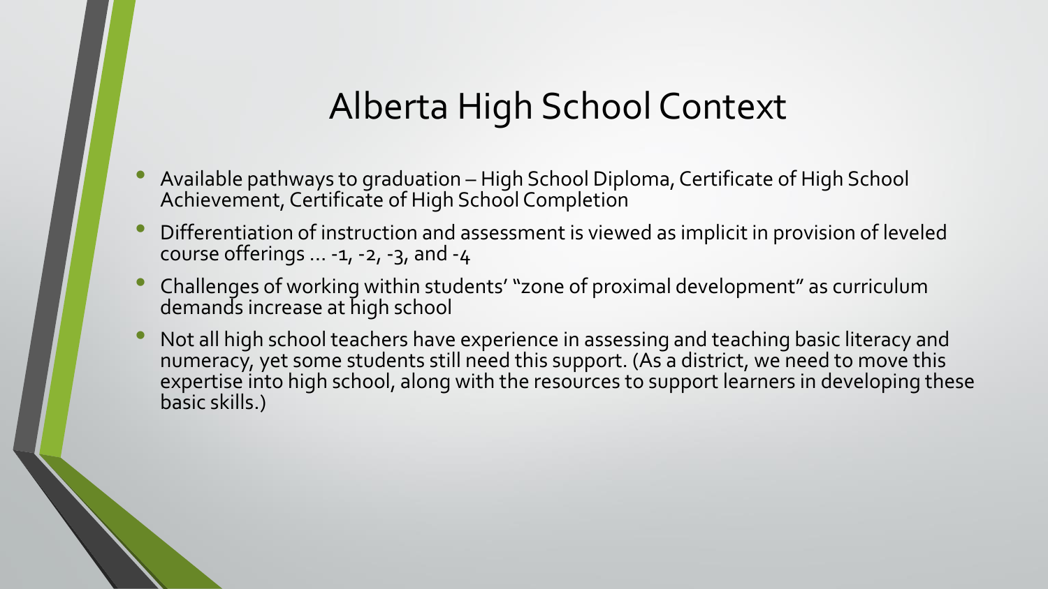# Alberta High School Context

- Available pathways to graduation – High School Diploma, Certificate of High School Achievement, Certificate of High School Completion
- Differentiation of instruction and assessment is viewed as implicit in provision of leveled course offerings … -1, -2, -3, and -4
- Challenges of working within students' "zone of proximal development" as curriculum demands increase at high school
- Not all high school teachers have experience in assessing and teaching basic literacy and numeracy, yet some students still need this support. (As a district, we need to move this expertise into high school, along with the resources to support learners in developing these basic skills.)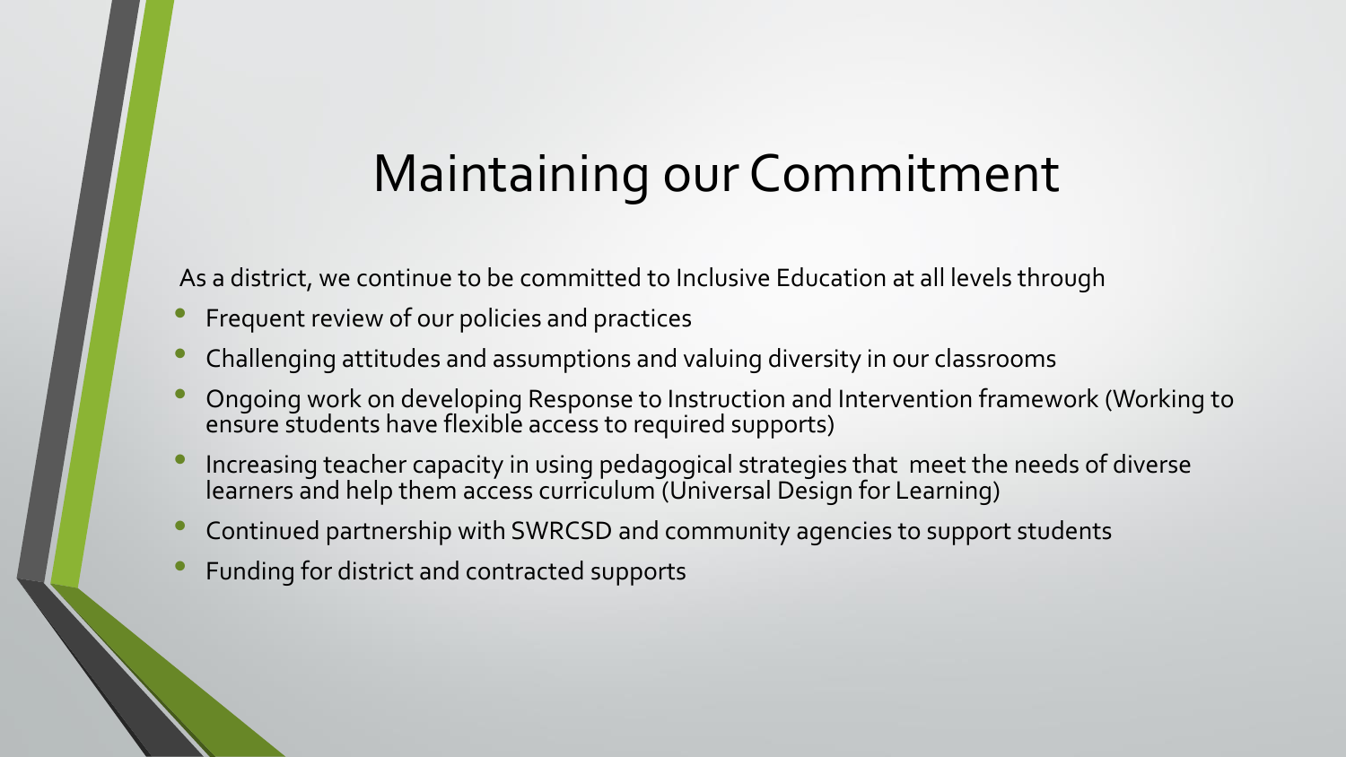# Maintaining our Commitment

As a district, we continue to be committed to Inclusive Education at all levels through

- Frequent review of our policies and practices
- Challenging attitudes and assumptions and valuing diversity in our classrooms
- Ongoing work on developing Response to Instruction and Intervention framework (Working to ensure students have flexible access to required supports)
- Increasing teacher capacity in using pedagogical strategies that meet the needs of diverse learners and help them access curriculum (Universal Design for Learning)
- Continued partnership with SWRCSD and community agencies to support students
- Funding for district and contracted supports